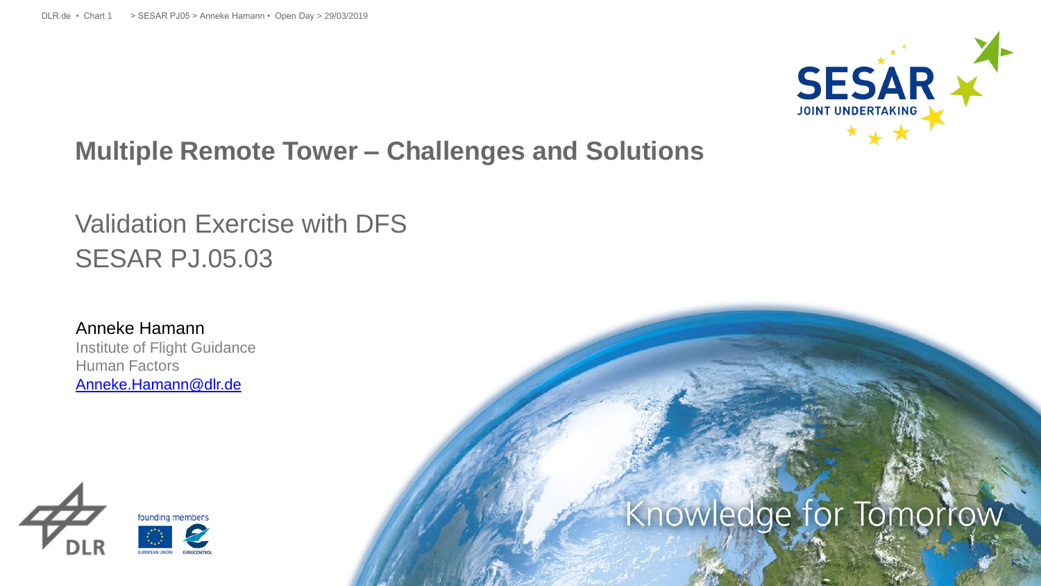# Multiple Remote Tower – Challenges and Solutions

Validation Exercise with DFS
SESAR PJ.05.03

Anneke Hamann
Institute of Flight Guidance
Human Factors
[Anneke.Hamann@dlr.de](mailto:Anneke.Hamann@dlr.de)

Knowledge for Tomorrow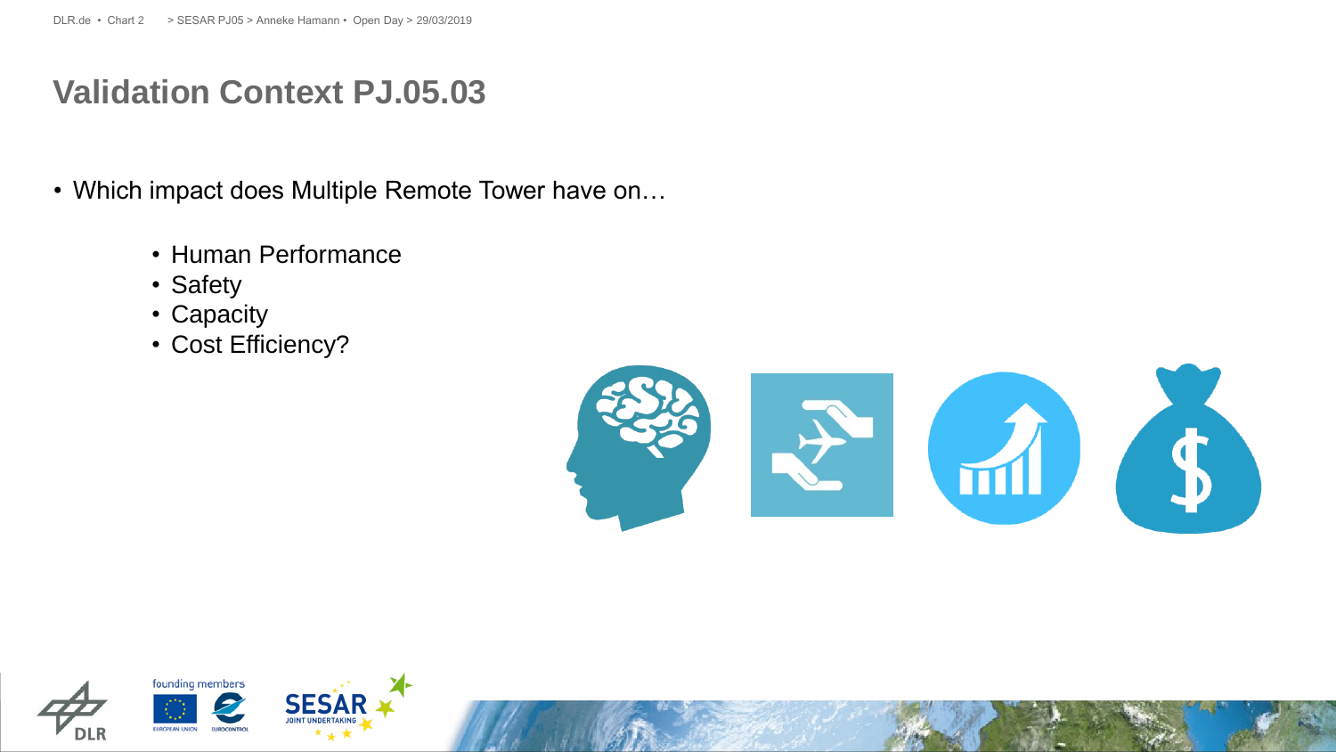# Validation Context PJ.05.03

- Which impact does Multiple Remote Tower have on…
  - Human Performance
  - Safety
  - Capacity
  - Cost Efficiency?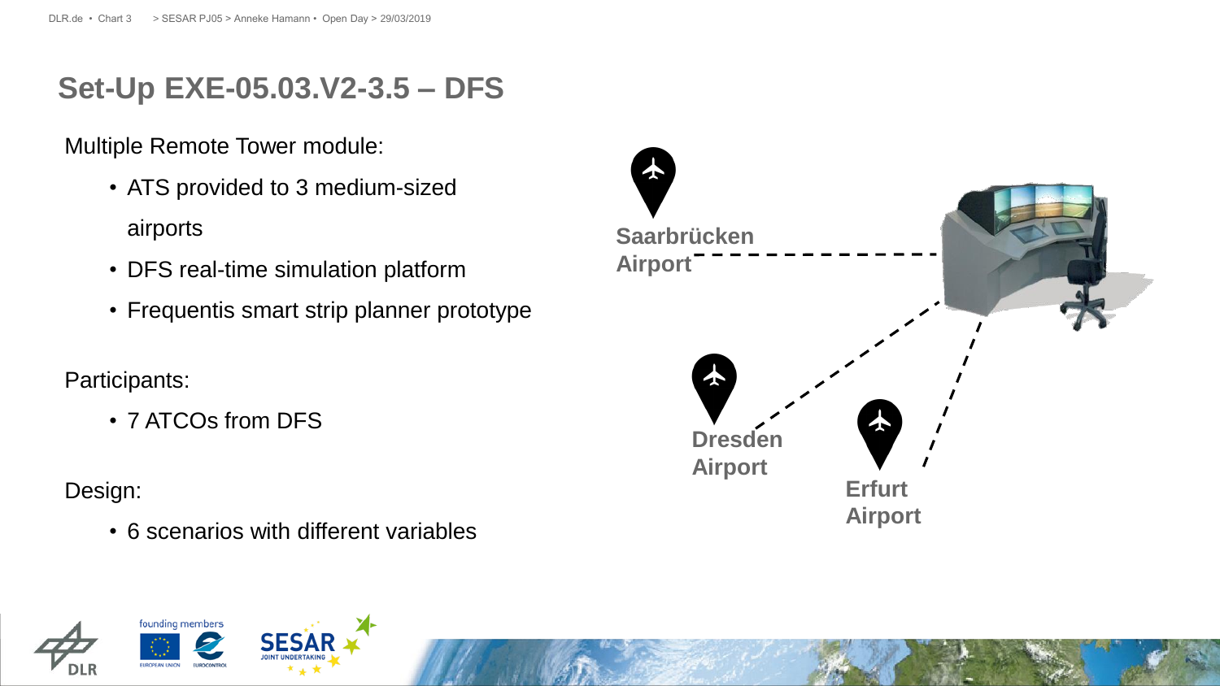# Set-Up EXE-05.03.V2-3.5 – DFS

Multiple Remote Tower module:

- ATS provided to 3 medium-sized airports
- DFS real-time simulation platform
- Frequentis smart strip planner prototype

Participants:

- 7 ATCOs from DFS

Design:

- 6 scenarios with different variables

Saarbrücken Airport

Dresden Airport

Erfurt Airport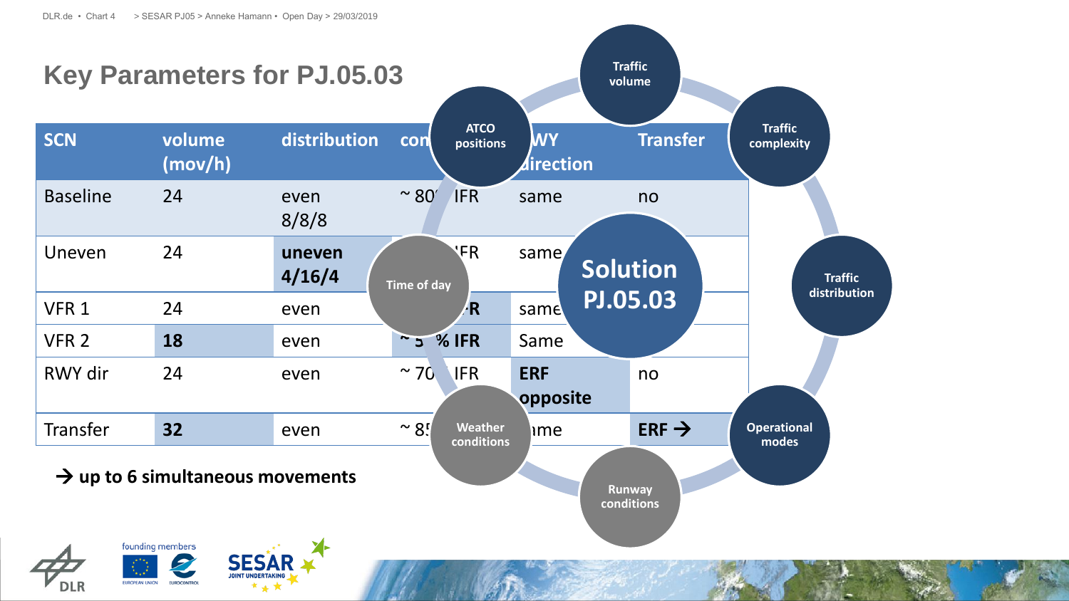# Key Parameters for PJ.05.03

| SCN | volume (mov/h) | distribution | con | RWY direction | Transfer |
|---|---|---|---|---|---|
| Baseline | 24 | even 8/8/8 | ~ 80 IFR | same | no |
| Uneven | 24 | **uneven 4/16/4** | IFR | same | |
| VFR 1 | 24 | even | R | same | |
| VFR 2 | **18** | even | ~ 5 % IFR | Same | |
| RWY dir | 24 | even | ~ 70 IFR | **ERF opposite** | no |
| Transfer | **32** | even | ~ 85 | me | **ERF →** |

**→ up to 6 simultaneous movements**

Solution PJ.05.03

- Traffic volume
- Traffic complexity
- Traffic distribution
- Operational modes
- Runway conditions
- Weather conditions
- Time of day
- ATCO positions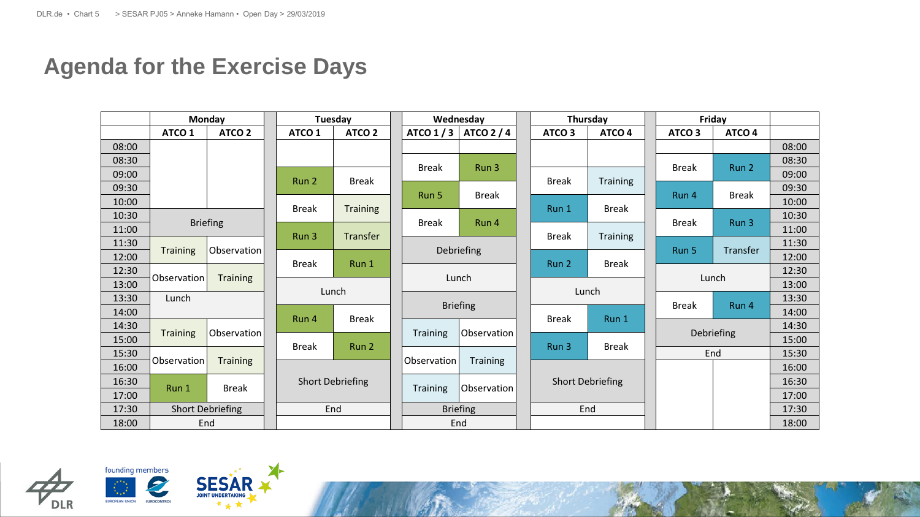| | Monday | | Tuesday | | Wednesday | | Thursday | | Friday | | |
|---|---|---|---|---|---|---|---|---|---|---|---|
| | ATCO 1 | ATCO 2 | ATCO 1 | ATCO 2 | ATCO 1 / 3 | ATCO 2 / 4 | ATCO 3 | ATCO 4 | ATCO 3 | ATCO 4 | |
| 08:00 | | | | | | | | | | | 08:00 |
| 08:30 | | | | | Break | Run 3 | | | Break | Run 2 | 08:30 |
| 09:00 | | | Run 2 | Break | | | Break | Training | | | 09:00 |
| 09:30 | | | | | Run 5 | Break | | | Run 4 | Break | 09:30 |
| 10:00 | | | Break | Training | | | Run 1 | Break | | | 10:00 |
| 10:30 | Briefing | | | | Break | Run 4 | | | Break | Run 3 | 10:30 |
| 11:00 | | | Run 3 | Transfer | | | Break | Training | | | 11:00 |
| 11:30 | Training | Observation | | | Debriefing | | | | Run 5 | Transfer | 11:30 |
| 12:00 | | | Break | Run 1 | | | Run 2 | Break | | | 12:00 |
| 12:30 | Observation | Training | | | Lunch | | | | Lunch | | 12:30 |
| 13:00 | | | Lunch | | | | Lunch | | | | 13:00 |
| 13:30 | Lunch | | | | Briefing | | | | Break | Run 4 | 13:30 |
| 14:00 | | | Run 4 | Break | | | Break | Run 1 | | | 14:00 |
| 14:30 | Training | Observation | | | Training | Observation | | | Debriefing | | 14:30 |
| 15:00 | | | Break | Run 2 | | | Run 3 | Break | | | 15:00 |
| 15:30 | Observation | Training | | | Observation | Training | | | End | | 15:30 |
| 16:00 | | | | | | | | | | | 16:00 |
| 16:30 | Run 1 | Break | Short Debriefing | | Training | Observation | Short Debriefing | | | | 16:30 |
| 17:00 | | | | | | | | | | | 17:00 |
| 17:30 | Short Debriefing | | End | | Briefing | | End | | | | 17:30 |
| 18:00 | End | | | | End | | | | | | 18:00 |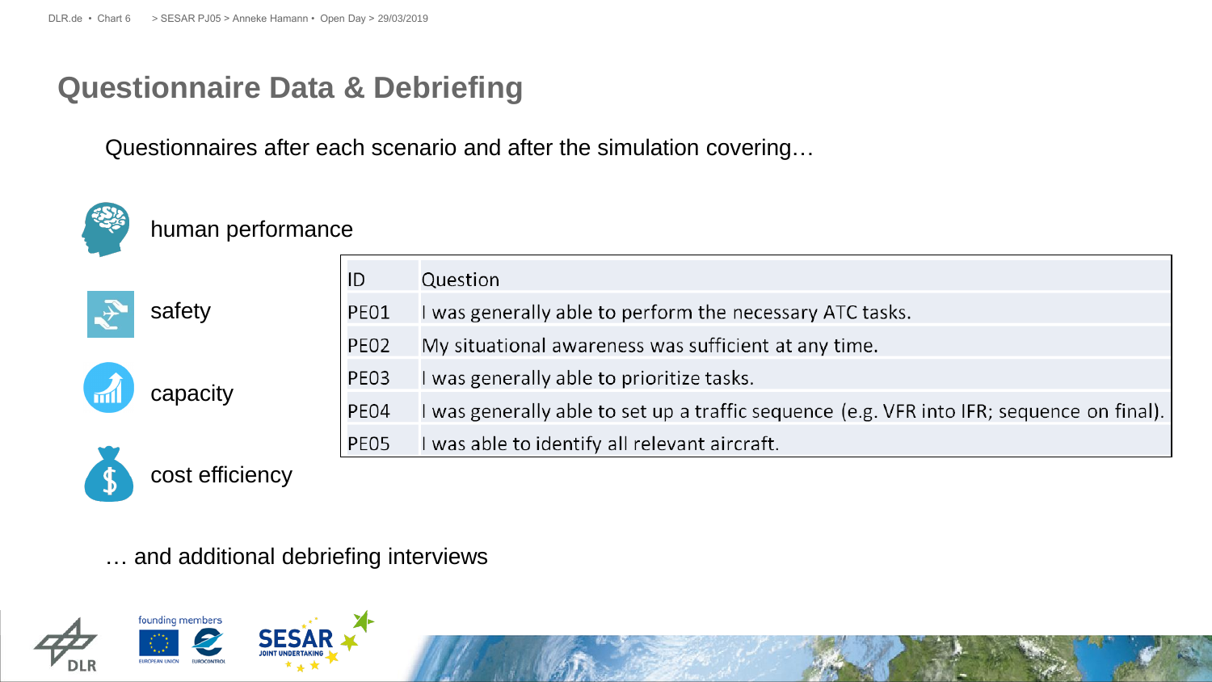## Questionnaire Data & Debriefing

Questionnaires after each scenario and after the simulation covering…

- human performance
- safety
- capacity
- cost efficiency

| ID | Question |
| --- | --- |
| PE01 | I was generally able to perform the necessary ATC tasks. |
| PE02 | My situational awareness was sufficient at any time. |
| PE03 | I was generally able to prioritize tasks. |
| PE04 | I was generally able to set up a traffic sequence (e.g. VFR into IFR; sequence on final). |
| PE05 | I was able to identify all relevant aircraft. |

… and additional debriefing interviews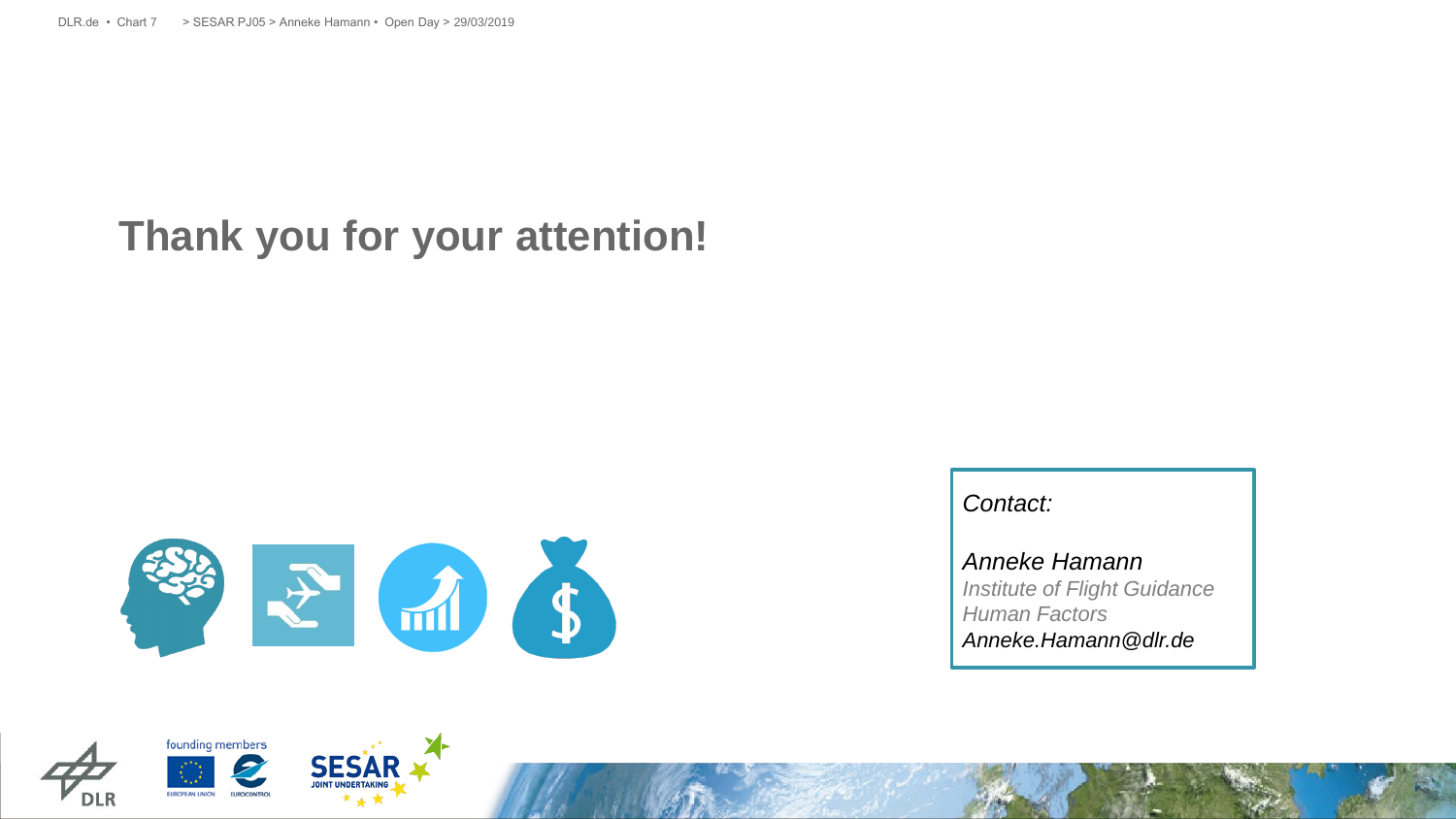# Thank you for your attention!

*Contact:*

*Anneke Hamann*
*Institute of Flight Guidance*
*Human Factors*
*Anneke.Hamann@dlr.de*